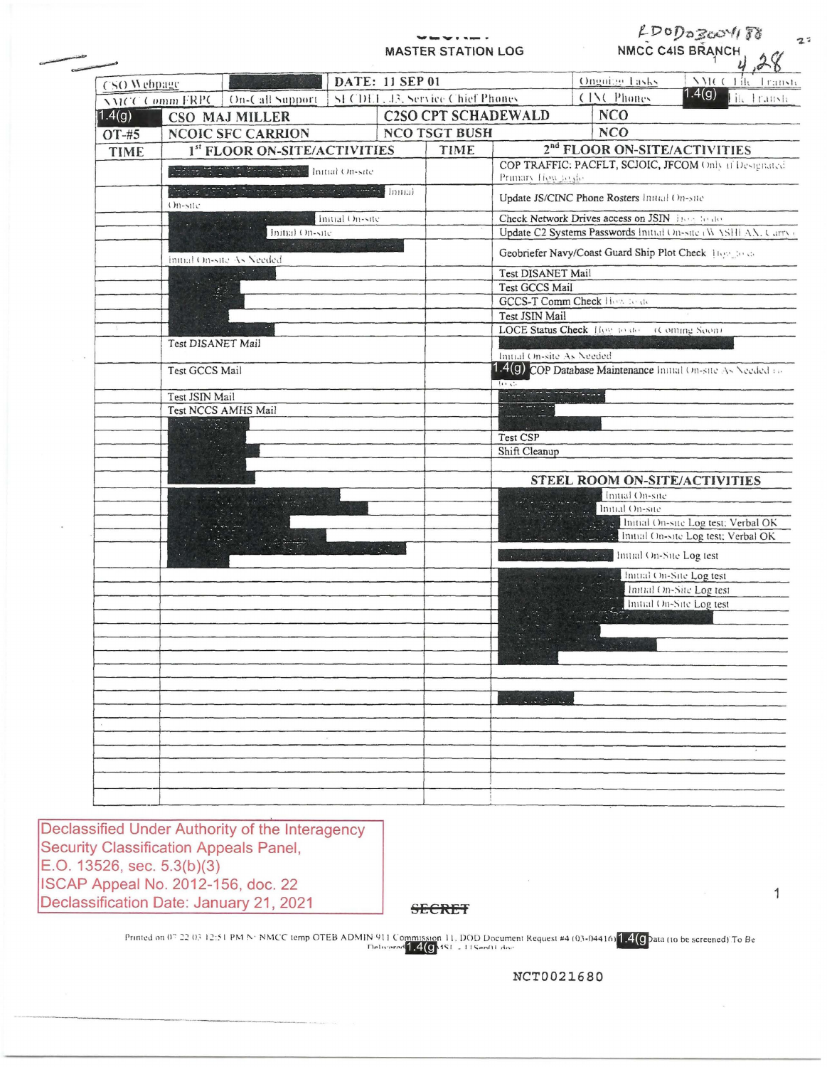LDOD0300418 8

4,28

MASTER STATION LOG

NMCC C4IS BRANCH

| CSO Webpage | | DATE: 11 SEP 01 | | Ongoing Tasks | NMCC File Transfer |
|---|---|---|---|---|---|
| NMCC Comm FRPC | On-Call Support | SECDEF, J3, Service Chief Phones | | CINC Phones | 1.4(g) File Transfer |
| 1.4(g) | CSO MAJ MILLER | C2SO CPT SCHADEWALD | | NCO | |
| OT-#5 | NCOIC SFC CARRION | NCO TSGT BUSH | | NCO | |

| TIME | 1st FLOOR ON-SITE/ACTIVITIES | TIME | 2nd FLOOR ON-SITE/ACTIVITIES |
|---|---|---|---|
| | [redacted] Initial On-site | | COP TRAFFIC: PACFLT, SCJOIC, JFCOM Only if Designated Primary How to do |
| | [redacted] Initial On-site | | Update JS/CINC Phone Rosters Initial On-site |
| | [redacted] Initial On-site | | Check Network Drives access on JSIN How to do |
| | [redacted] Initial On-site | | Update C2 Systems Passwords Initial On-site (WASHFAX, Carry) |
| | [redacted] Initial On-site As Needed | | Geobriefer Navy/Coast Guard Ship Plot Check How to do |
| | [redacted] | | Test DISANET Mail |
| | [redacted] | | Test GCCS Mail |
| | [redacted] | | GCCS-T Comm Check How to do |
| | [redacted] | | Test JSIN Mail |
| | | | LOCE Status Check How to do (Coming Soon) |
| | Test DISANET Mail | | [redacted] Initial On-site As Needed |
| | Test GCCS Mail | | 1.4(g) COP Database Maintenance Initial On-site As Needed How to |
| | Test JSIN Mail | | [redacted] |
| | Test NCCS AMHS Mail | | [redacted] |
| | [redacted] | | [redacted] |
| | [redacted] | | Test CSP |
| | [redacted] | | Shift Cleanup |
| | [redacted] | | |
| | | | **STEEL ROOM ON-SITE/ACTIVITIES** |
| | [redacted] | | [redacted] Initial On-site |
| | [redacted] | | [redacted] Initial On-site |
| | [redacted] | | [redacted] Initial On-site Log test; Verbal OK |
| | [redacted] | | [redacted] Initial On-site Log test; Verbal OK |
| | | | [redacted] Initial On-Site Log test |
| | | | [redacted] Initial On-Site Log test |
| | | | [redacted] Initial On-Site Log test |
| | | | [redacted] Initial On-Site Log test |
| | | | [redacted] |
| | | | [redacted] |
| | | | [redacted] |

Declassified Under Authority of the Interagency Security Classification Appeals Panel, E.O. 13526, sec. 5.3(b)(3)
ISCAP Appeal No. 2012-156, doc. 22
Declassification Date: January 21, 2021

SECRET

Printed on 07 22 03 12:51 PM N: NMCC temp OTEB ADMIN 911 Commission 11, DOD Document Request #4 (03-04416) 1.4(g) Data (to be screened) To Be Delivered 1.4(g) MSL - 11Sep01.doc

NCT0021680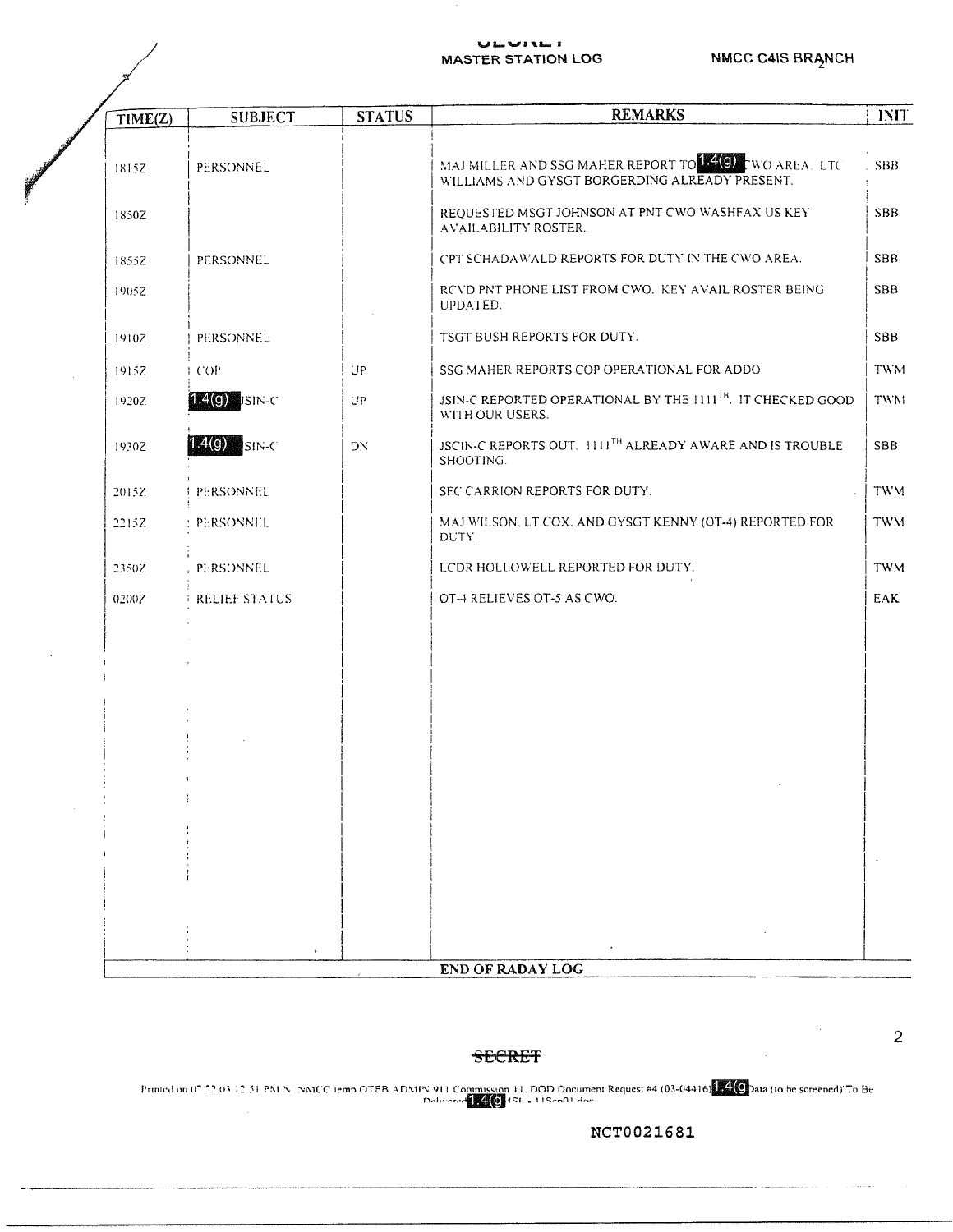SECRET

MASTER STATION LOG — NMCC C4IS BRANCH

| TIME(Z) | SUBJECT | STATUS | REMARKS | INIT |
|---|---|---|---|---|
| 1815Z | PERSONNEL | | MAJ MILLER AND SSG MAHER REPORT TO 1.4(g) CWO AREA. LTC WILLIAMS AND GYSGT BORGERDING ALREADY PRESENT. | SBB |
| 1850Z | | | REQUESTED MSGT JOHNSON AT PNT CWO WASHFAX US KEY AVAILABILITY ROSTER. | SBB |
| 1855Z | PERSONNEL | | CPT SCHADAWALD REPORTS FOR DUTY IN THE CWO AREA. | SBB |
| 1905Z | | | RCVD PNT PHONE LIST FROM CWO. KEY AVAIL ROSTER BEING UPDATED. | SBB |
| 1910Z | PERSONNEL | | TSGT BUSH REPORTS FOR DUTY. | SBB |
| 1915Z | COP | UP | SSG MAHER REPORTS COP OPERATIONAL FOR ADDO. | TWM |
| 1920Z | 1.4(g) JSIN-C | UP | JSIN-C REPORTED OPERATIONAL BY THE 1111TH. IT CHECKED GOOD WITH OUR USERS. | TWM |
| 1930Z | 1.4(g) SIN-C | DN | JSCIN-C REPORTS OUT. 1111TH ALREADY AWARE AND IS TROUBLE SHOOTING. | SBB |
| 2015Z | PERSONNEL | | SFC CARRION REPORTS FOR DUTY. | TWM |
| 2215Z | PERSONNEL | | MAJ WILSON, LT COX, AND GYSGT KENNY (OT-4) REPORTED FOR DUTY. | TWM |
| 2350Z | PERSONNEL | | LCDR HOLLOWELL REPORTED FOR DUTY. | TWM |
| 0200Z | RELIEF STATUS | | OT-4 RELIEVES OT-5 AS CWO. | EAK |

END OF RADAY LOG

SECRET

Printed on 07 22 03 12 51 PM N NMCC temp OTEB ADMIN 911 Commission 11. DOD Document Request #4 (03-04416) 1.4(g) Data (to be screened)\To Be Delivered 1.4(g) 1SL - 11Sep01.doc

NCT0021681